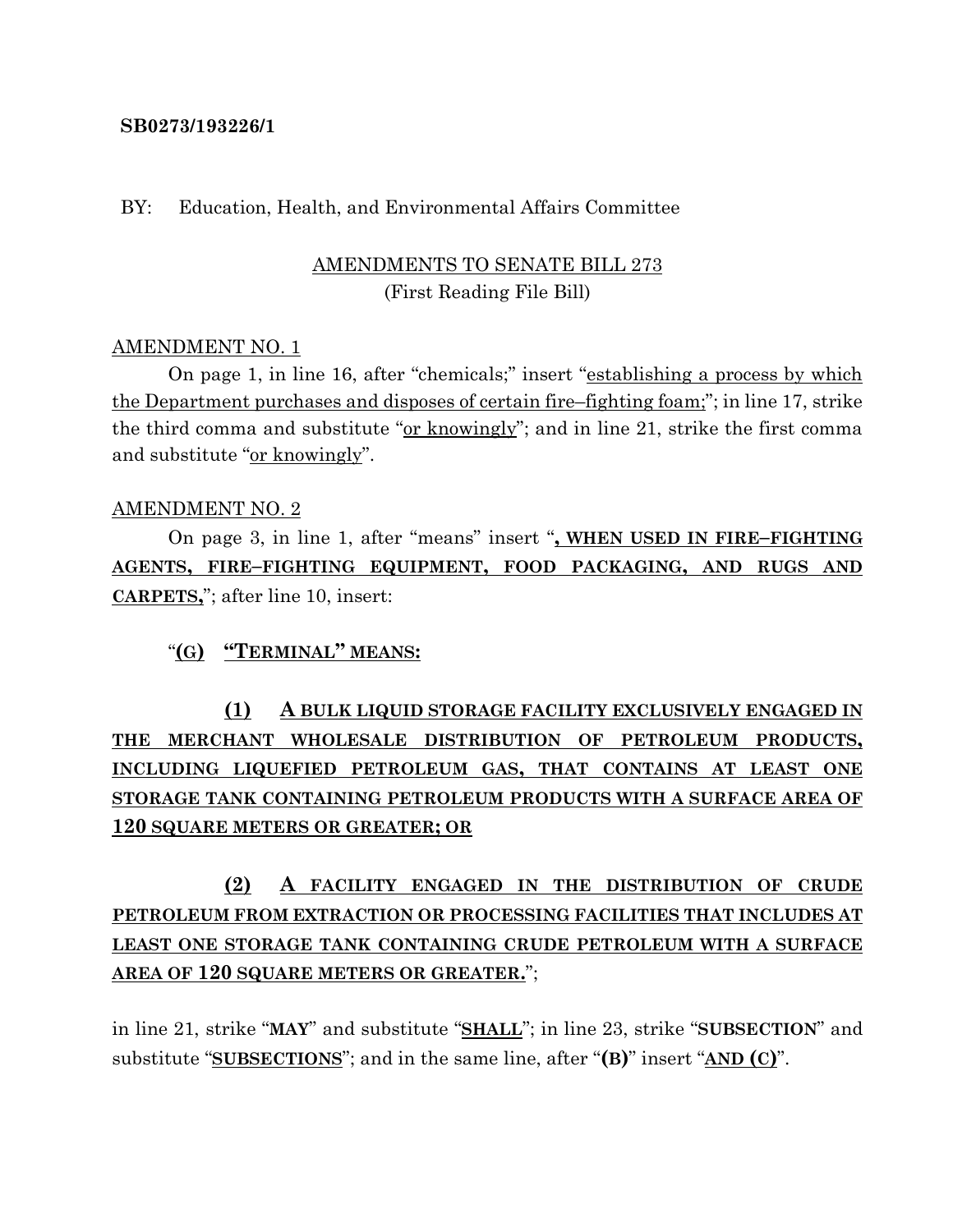**SB0273/193226/1**

BY: Education, Health, and Environmental Affairs Committee

AMENDMENTS TO SENATE BILL 273
(First Reading File Bill)

AMENDMENT NO. 1

On page 1, in line 16, after "chemicals;" insert "establishing a process by which the Department purchases and disposes of certain fire–fighting foam;"; in line 17, strike the third comma and substitute "or knowingly"; and in line 21, strike the first comma and substitute "or knowingly".

AMENDMENT NO. 2

On page 3, in line 1, after "means" insert "**, WHEN USED IN FIRE–FIGHTING AGENTS, FIRE–FIGHTING EQUIPMENT, FOOD PACKAGING, AND RUGS AND CARPETS,**"; after line 10, insert:

"**(G) "TERMINAL" MEANS:**

**(1) A BULK LIQUID STORAGE FACILITY EXCLUSIVELY ENGAGED IN THE MERCHANT WHOLESALE DISTRIBUTION OF PETROLEUM PRODUCTS, INCLUDING LIQUEFIED PETROLEUM GAS, THAT CONTAINS AT LEAST ONE STORAGE TANK CONTAINING PETROLEUM PRODUCTS WITH A SURFACE AREA OF 120 SQUARE METERS OR GREATER; OR**

**(2) A FACILITY ENGAGED IN THE DISTRIBUTION OF CRUDE PETROLEUM FROM EXTRACTION OR PROCESSING FACILITIES THAT INCLUDES AT LEAST ONE STORAGE TANK CONTAINING CRUDE PETROLEUM WITH A SURFACE AREA OF 120 SQUARE METERS OR GREATER.**";

in line 21, strike "**MAY**" and substitute "**SHALL**"; in line 23, strike "**SUBSECTION**" and substitute "**SUBSECTIONS**"; and in the same line, after "**(B)**" insert "**AND (C)**".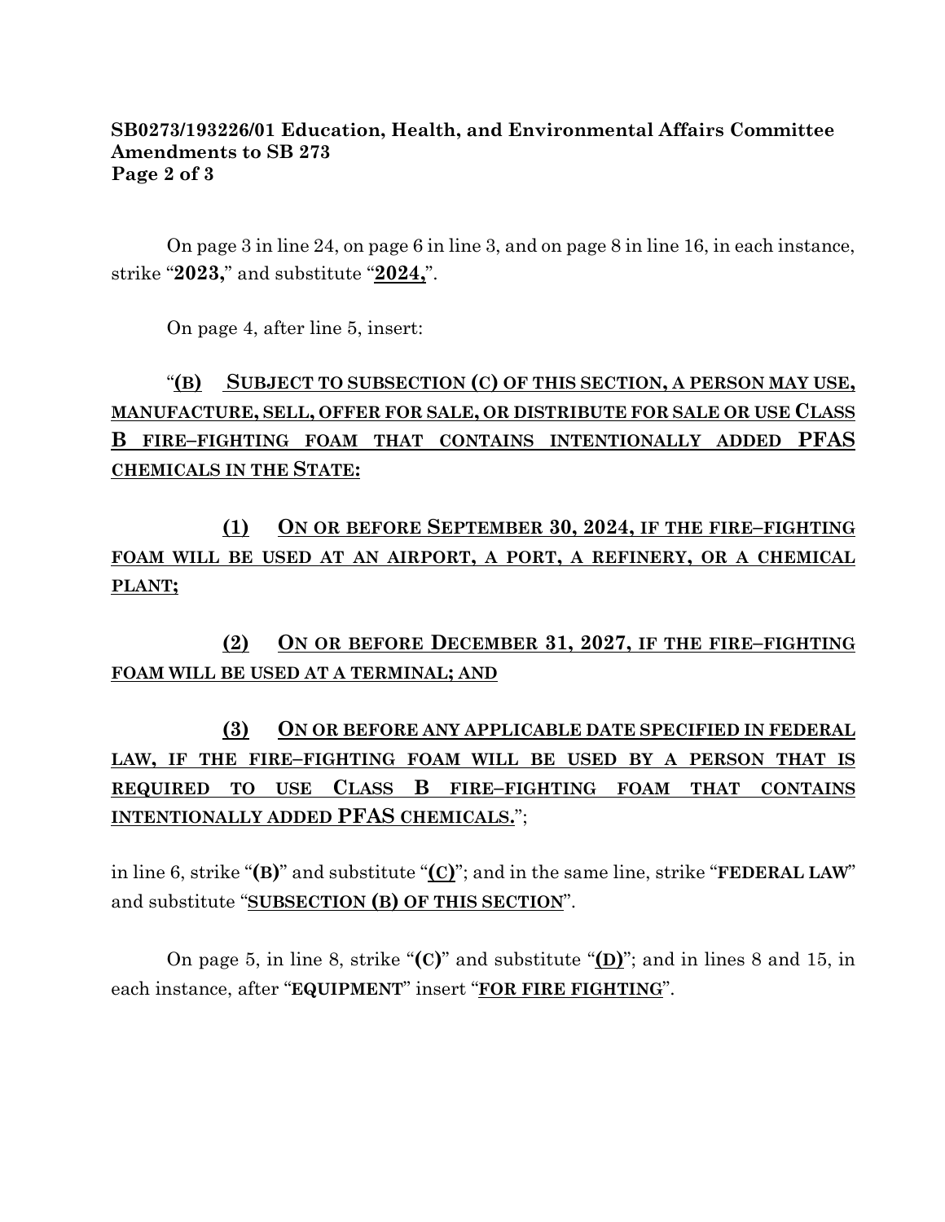**SB0273/193226/01 Education, Health, and Environmental Affairs Committee**
**Amendments to SB 273**
**Page 2 of 3**

On page 3 in line 24, on page 6 in line 3, and on page 8 in line 16, in each instance, strike "**2023,**" and substitute "**2024,**".

On page 4, after line 5, insert:

"**(B) SUBJECT TO SUBSECTION (C) OF THIS SECTION, A PERSON MAY USE, MANUFACTURE, SELL, OFFER FOR SALE, OR DISTRIBUTE FOR SALE OR USE CLASS B FIRE–FIGHTING FOAM THAT CONTAINS INTENTIONALLY ADDED PFAS CHEMICALS IN THE STATE:**

**(1) ON OR BEFORE SEPTEMBER 30, 2024, IF THE FIRE–FIGHTING FOAM WILL BE USED AT AN AIRPORT, A PORT, A REFINERY, OR A CHEMICAL PLANT;**

**(2) ON OR BEFORE DECEMBER 31, 2027, IF THE FIRE–FIGHTING FOAM WILL BE USED AT A TERMINAL; AND**

**(3) ON OR BEFORE ANY APPLICABLE DATE SPECIFIED IN FEDERAL LAW, IF THE FIRE–FIGHTING FOAM WILL BE USED BY A PERSON THAT IS REQUIRED TO USE CLASS B FIRE–FIGHTING FOAM THAT CONTAINS INTENTIONALLY ADDED PFAS CHEMICALS.**";

in line 6, strike "**(B)**" and substitute "**(C)**"; and in the same line, strike "**FEDERAL LAW**" and substitute "**SUBSECTION (B) OF THIS SECTION**".

On page 5, in line 8, strike "**(C)**" and substitute "**(D)**"; and in lines 8 and 15, in each instance, after "**EQUIPMENT**" insert "**FOR FIRE FIGHTING**".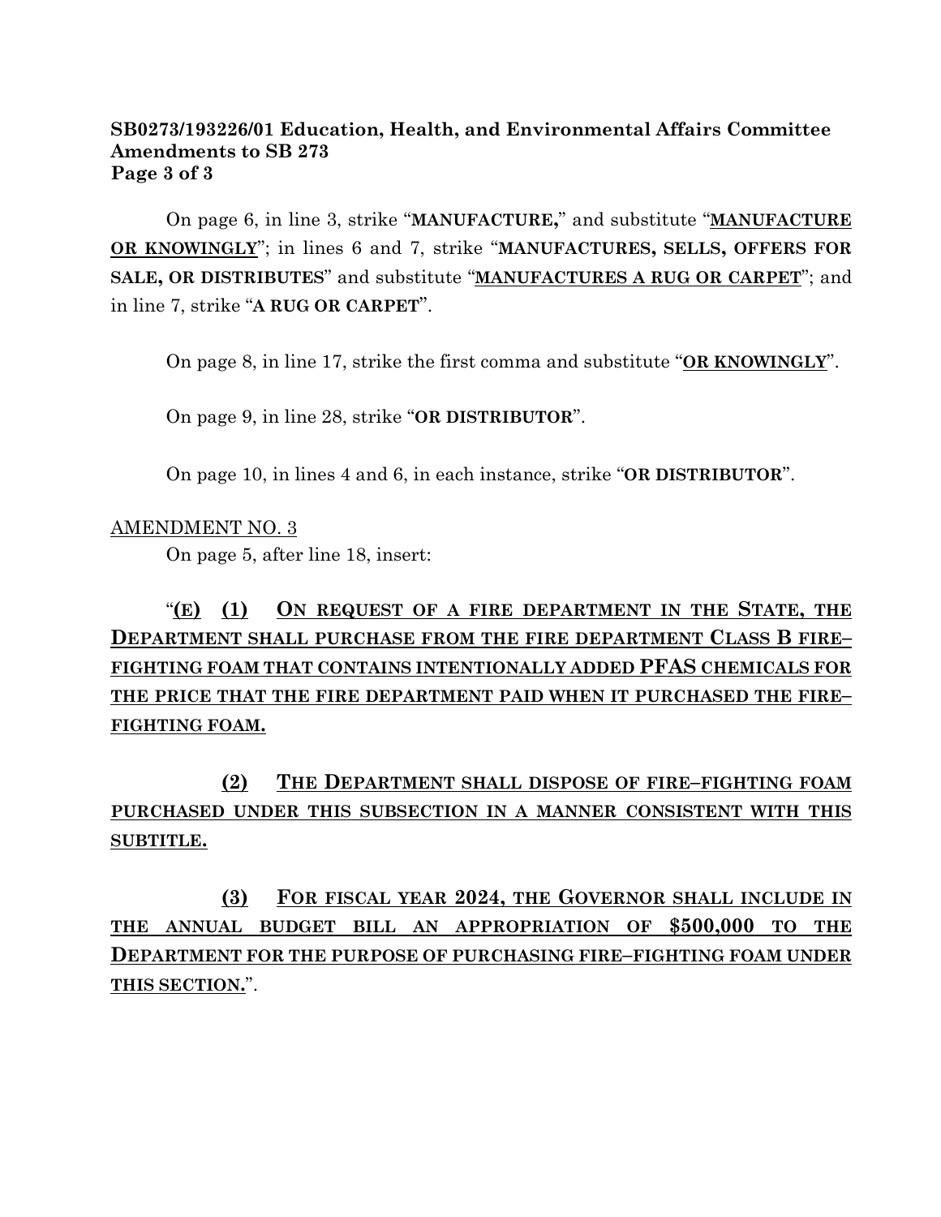**SB0273/193226/01 Education, Health, and Environmental Affairs Committee**
**Amendments to SB 273**
**Page 3 of 3**

On page 6, in line 3, strike "**MANUFACTURE,**" and substitute "**MANUFACTURE OR KNOWINGLY**"; in lines 6 and 7, strike "**MANUFACTURES, SELLS, OFFERS FOR SALE, OR DISTRIBUTES**" and substitute "**MANUFACTURES A RUG OR CARPET**"; and in line 7, strike "**A RUG OR CARPET**".

On page 8, in line 17, strike the first comma and substitute "**OR KNOWINGLY**".

On page 9, in line 28, strike "**OR DISTRIBUTOR**".

On page 10, in lines 4 and 6, in each instance, strike "**OR DISTRIBUTOR**".

AMENDMENT NO. 3

On page 5, after line 18, insert:

"**(E) (1) ON REQUEST OF A FIRE DEPARTMENT IN THE STATE, THE DEPARTMENT SHALL PURCHASE FROM THE FIRE DEPARTMENT CLASS B FIRE–FIGHTING FOAM THAT CONTAINS INTENTIONALLY ADDED PFAS CHEMICALS FOR THE PRICE THAT THE FIRE DEPARTMENT PAID WHEN IT PURCHASED THE FIRE–FIGHTING FOAM.**

**(2) THE DEPARTMENT SHALL DISPOSE OF FIRE–FIGHTING FOAM PURCHASED UNDER THIS SUBSECTION IN A MANNER CONSISTENT WITH THIS SUBTITLE.**

**(3) FOR FISCAL YEAR 2024, THE GOVERNOR SHALL INCLUDE IN THE ANNUAL BUDGET BILL AN APPROPRIATION OF $500,000 TO THE DEPARTMENT FOR THE PURPOSE OF PURCHASING FIRE–FIGHTING FOAM UNDER THIS SECTION.**".